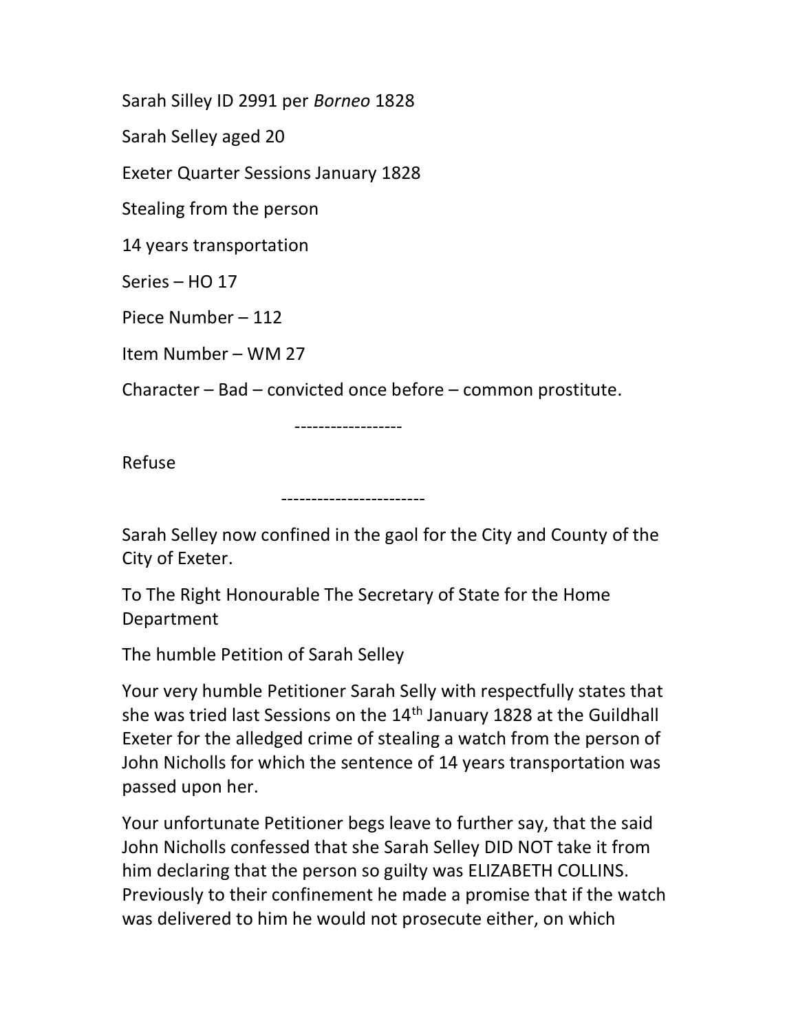Sarah Silley ID 2991 per *Borneo* 1828

Sarah Selley aged 20

Exeter Quarter Sessions January 1828

Stealing from the person

14 years transportation

Series – HO 17

Piece Number – 112

Item Number – WM 27

Character – Bad – convicted once before – common prostitute.

------------------

Refuse

------------------------

Sarah Selley now confined in the gaol for the City and County of the City of Exeter.

To The Right Honourable The Secretary of State for the Home Department

The humble Petition of Sarah Selley

Your very humble Petitioner Sarah Selly with respectfully states that she was tried last Sessions on the 14th January 1828 at the Guildhall Exeter for the alledged crime of stealing a watch from the person of John Nicholls for which the sentence of 14 years transportation was passed upon her.

Your unfortunate Petitioner begs leave to further say, that the said John Nicholls confessed that she Sarah Selley DID NOT take it from him declaring that the person so guilty was ELIZABETH COLLINS. Previously to their confinement he made a promise that if the watch was delivered to him he would not prosecute either, on which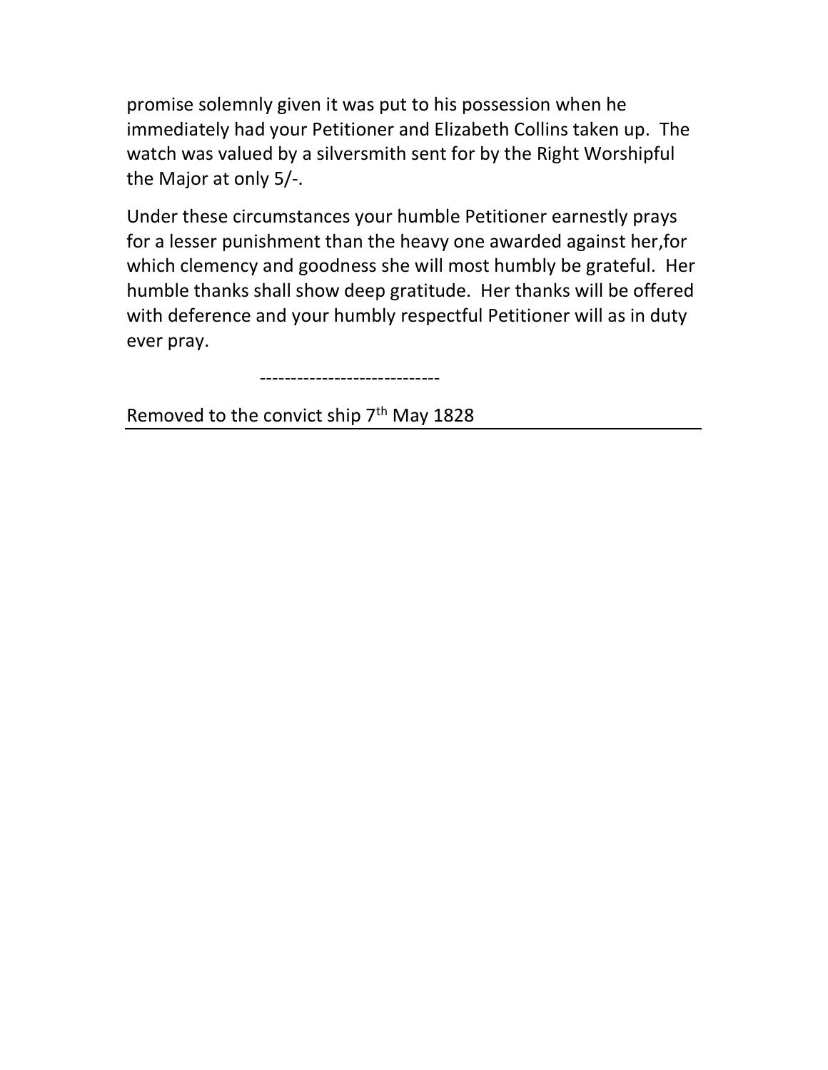promise solemnly given it was put to his possession when he immediately had your Petitioner and Elizabeth Collins taken up. The watch was valued by a silversmith sent for by the Right Worshipful the Major at only 5/-.

Under these circumstances your humble Petitioner earnestly prays for a lesser punishment than the heavy one awarded against her,for which clemency and goodness she will most humbly be grateful. Her humble thanks shall show deep gratitude. Her thanks will be offered with deference and your humbly respectful Petitioner will as in duty ever pray.

-----------------------------

Removed to the convict ship 7th May 1828